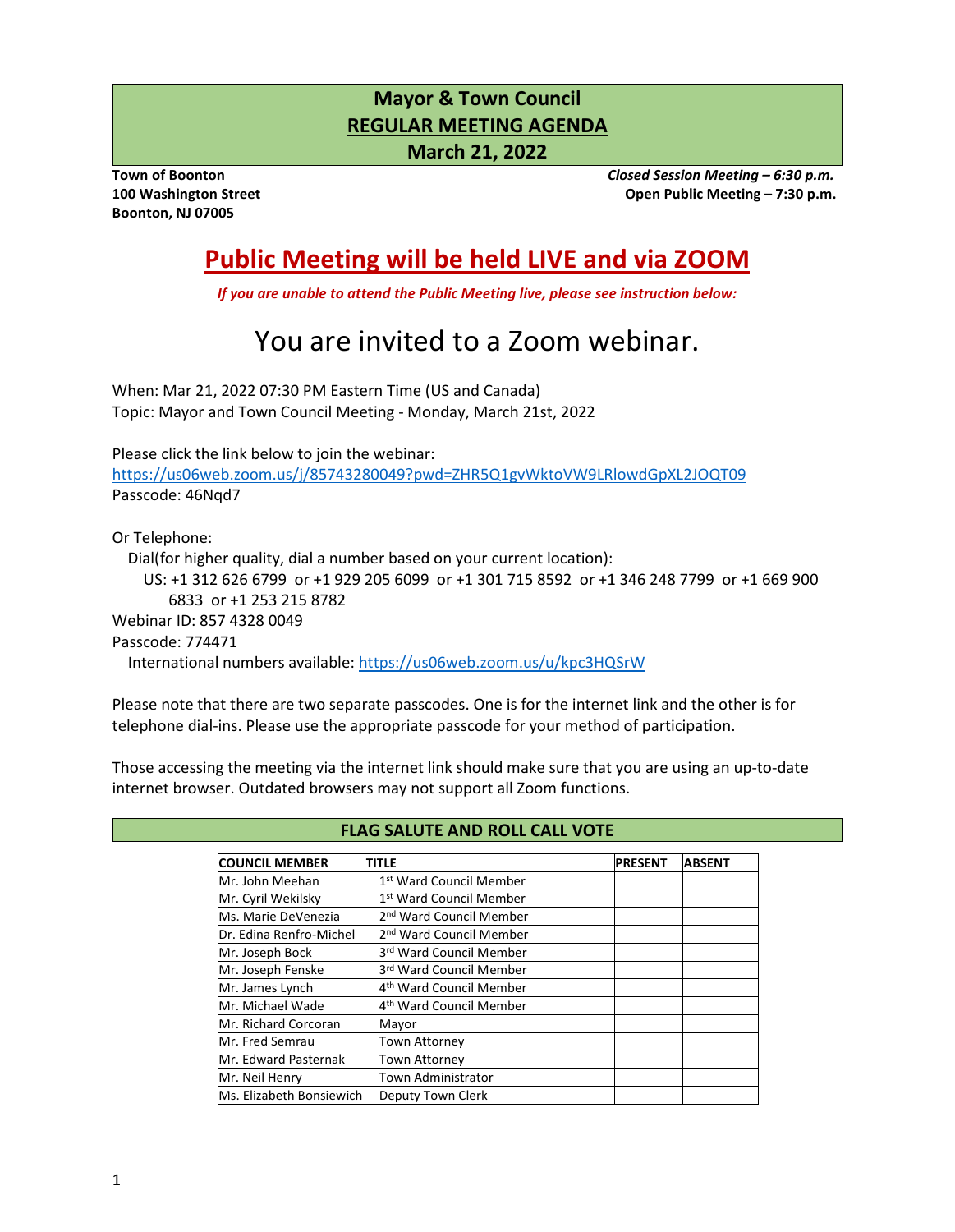# Mayor & Town Council
## REGULAR MEETING AGENDA
## March 21, 2022

**Town of Boonton**
**100 Washington Street**
**Boonton, NJ 07005**

***Closed Session Meeting – 6:30 p.m.***
**Open Public Meeting – 7:30 p.m.**

# Public Meeting will be held LIVE and via ZOOM

***If you are unable to attend the Public Meeting live, please see instruction below:***

## You are invited to a Zoom webinar.

When: Mar 21, 2022 07:30 PM Eastern Time (US and Canada)
Topic: Mayor and Town Council Meeting - Monday, March 21st, 2022

Please click the link below to join the webinar:
https://us06web.zoom.us/j/85743280049?pwd=ZHR5Q1gvWktoVW9LRlowdGpXL2JOQT09
Passcode: 46Nqd7

Or Telephone:
Dial(for higher quality, dial a number based on your current location):
US: +1 312 626 6799 or +1 929 205 6099 or +1 301 715 8592 or +1 346 248 7799 or +1 669 900 6833 or +1 253 215 8782
Webinar ID: 857 4328 0049
Passcode: 774471
International numbers available: https://us06web.zoom.us/u/kpc3HQSrW

Please note that there are two separate passcodes. One is for the internet link and the other is for telephone dial-ins. Please use the appropriate passcode for your method of participation.

Those accessing the meeting via the internet link should make sure that you are using an up-to-date internet browser. Outdated browsers may not support all Zoom functions.

## FLAG SALUTE AND ROLL CALL VOTE

| COUNCIL MEMBER | TITLE | PRESENT | ABSENT |
|---|---|---|---|
| Mr. John Meehan | 1st Ward Council Member | | |
| Mr. Cyril Wekilsky | 1st Ward Council Member | | |
| Ms. Marie DeVenezia | 2nd Ward Council Member | | |
| Dr. Edina Renfro-Michel | 2nd Ward Council Member | | |
| Mr. Joseph Bock | 3rd Ward Council Member | | |
| Mr. Joseph Fenske | 3rd Ward Council Member | | |
| Mr. James Lynch | 4th Ward Council Member | | |
| Mr. Michael Wade | 4th Ward Council Member | | |
| Mr. Richard Corcoran | Mayor | | |
| Mr. Fred Semrau | Town Attorney | | |
| Mr. Edward Pasternak | Town Attorney | | |
| Mr. Neil Henry | Town Administrator | | |
| Ms. Elizabeth Bonsiewich | Deputy Town Clerk | | |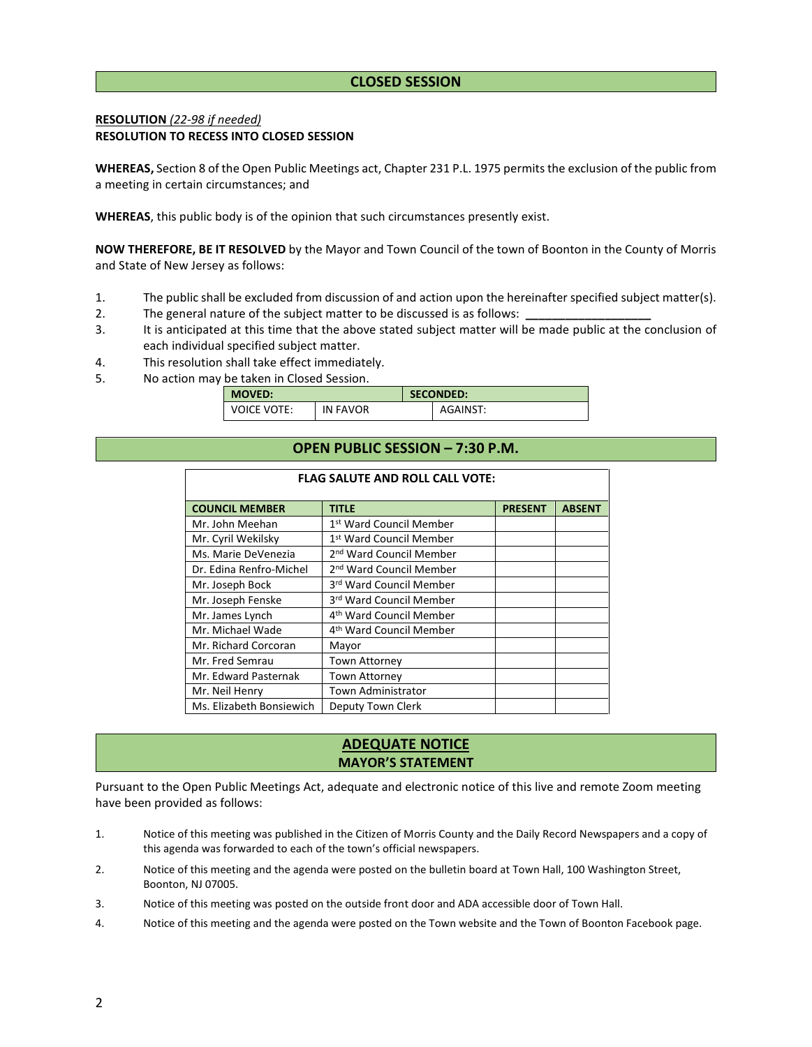## CLOSED SESSION

**RESOLUTION** *(22-98 if needed)*
**RESOLUTION TO RECESS INTO CLOSED SESSION**

**WHEREAS,** Section 8 of the Open Public Meetings act, Chapter 231 P.L. 1975 permits the exclusion of the public from a meeting in certain circumstances; and

**WHEREAS**, this public body is of the opinion that such circumstances presently exist.

**NOW THEREFORE, BE IT RESOLVED** by the Mayor and Town Council of the town of Boonton in the County of Morris and State of New Jersey as follows:

1. The public shall be excluded from discussion of and action upon the hereinafter specified subject matter(s).
2. The general nature of the subject matter to be discussed is as follows: ___________________
3. It is anticipated at this time that the above stated subject matter will be made public at the conclusion of each individual specified subject matter.
4. This resolution shall take effect immediately.
5. No action may be taken in Closed Session.

| MOVED: | | SECONDED: | |
|---|---|---|---|
| VOICE VOTE: | IN FAVOR | | AGAINST: |

## OPEN PUBLIC SESSION – 7:30 P.M.

**FLAG SALUTE AND ROLL CALL VOTE:**

| COUNCIL MEMBER | TITLE | PRESENT | ABSENT |
|---|---|---|---|
| Mr. John Meehan | 1st Ward Council Member | | |
| Mr. Cyril Wekilsky | 1st Ward Council Member | | |
| Ms. Marie DeVenezia | 2nd Ward Council Member | | |
| Dr. Edina Renfro-Michel | 2nd Ward Council Member | | |
| Mr. Joseph Bock | 3rd Ward Council Member | | |
| Mr. Joseph Fenske | 3rd Ward Council Member | | |
| Mr. James Lynch | 4th Ward Council Member | | |
| Mr. Michael Wade | 4th Ward Council Member | | |
| Mr. Richard Corcoran | Mayor | | |
| Mr. Fred Semrau | Town Attorney | | |
| Mr. Edward Pasternak | Town Attorney | | |
| Mr. Neil Henry | Town Administrator | | |
| Ms. Elizabeth Bonsiewich | Deputy Town Clerk | | |

## ADEQUATE NOTICE
## MAYOR'S STATEMENT

Pursuant to the Open Public Meetings Act, adequate and electronic notice of this live and remote Zoom meeting have been provided as follows:

1. Notice of this meeting was published in the Citizen of Morris County and the Daily Record Newspapers and a copy of this agenda was forwarded to each of the town's official newspapers.
2. Notice of this meeting and the agenda were posted on the bulletin board at Town Hall, 100 Washington Street, Boonton, NJ 07005.
3. Notice of this meeting was posted on the outside front door and ADA accessible door of Town Hall.
4. Notice of this meeting and the agenda were posted on the Town website and the Town of Boonton Facebook page.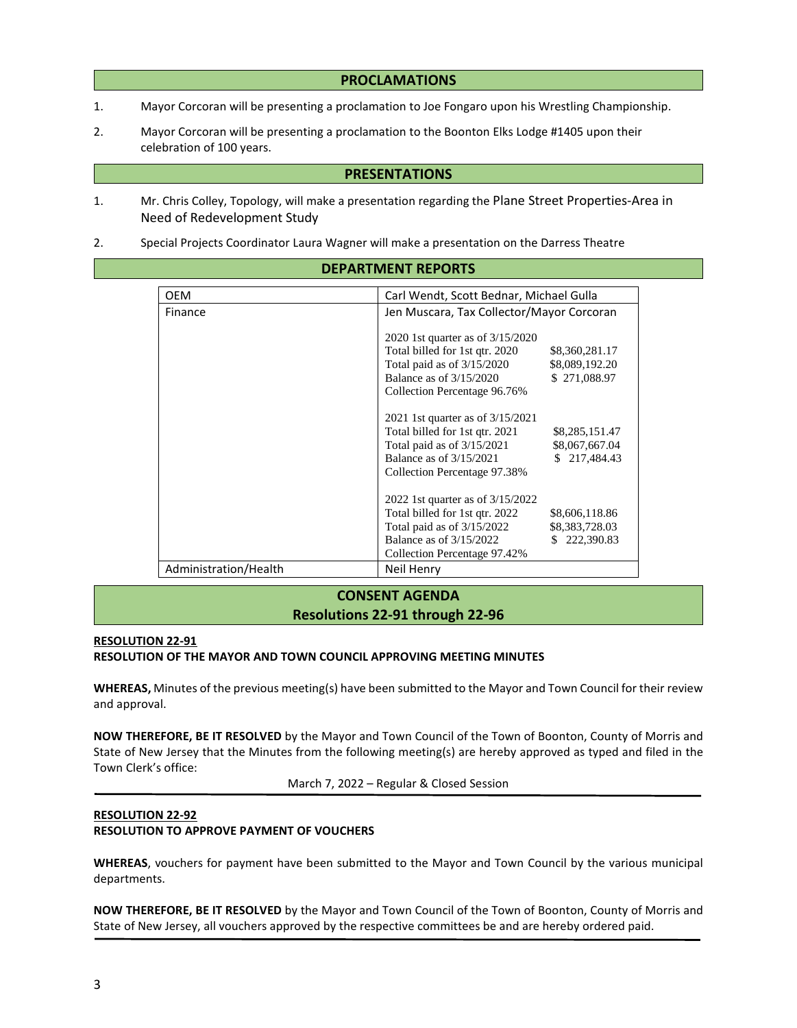## PROCLAMATIONS

1. Mayor Corcoran will be presenting a proclamation to Joe Fongaro upon his Wrestling Championship.
2. Mayor Corcoran will be presenting a proclamation to the Boonton Elks Lodge #1405 upon their celebration of 100 years.

## PRESENTATIONS

1. Mr. Chris Colley, Topology, will make a presentation regarding the Plane Street Properties-Area in Need of Redevelopment Study
2. Special Projects Coordinator Laura Wagner will make a presentation on the Darress Theatre

## DEPARTMENT REPORTS

| Department | Report |
|---|---|
| OEM | Carl Wendt, Scott Bednar, Michael Gulla |
| Finance | Jen Muscara, Tax Collector/Mayor Corcoran<br><br>2020 1st quarter as of 3/15/2020<br>Total billed for 1st qtr. 2020 — $8,360,281.17<br>Total paid as of 3/15/2020 — $8,089,192.20<br>Balance as of 3/15/2020 — $ 271,088.97<br>Collection Percentage 96.76%<br><br>2021 1st quarter as of 3/15/2021<br>Total billed for 1st qtr. 2021 — $8,285,151.47<br>Total paid as of 3/15/2021 — $8,067,667.04<br>Balance as of 3/15/2021 — $ 217,484.43<br>Collection Percentage 97.38%<br><br>2022 1st quarter as of 3/15/2022<br>Total billed for 1st qtr. 2022 — $8,606,118.86<br>Total paid as of 3/15/2022 — $8,383,728.03<br>Balance as of 3/15/2022 — $ 222,390.83<br>Collection Percentage 97.42% |
| Administration/Health | Neil Henry |

## CONSENT AGENDA
## Resolutions 22-91 through 22-96

**RESOLUTION 22-91**
**RESOLUTION OF THE MAYOR AND TOWN COUNCIL APPROVING MEETING MINUTES**

**WHEREAS,** Minutes of the previous meeting(s) have been submitted to the Mayor and Town Council for their review and approval.

**NOW THEREFORE, BE IT RESOLVED** by the Mayor and Town Council of the Town of Boonton, County of Morris and State of New Jersey that the Minutes from the following meeting(s) are hereby approved as typed and filed in the Town Clerk's office:

March 7, 2022 – Regular & Closed Session

---

**RESOLUTION 22-92**
**RESOLUTION TO APPROVE PAYMENT OF VOUCHERS**

**WHEREAS**, vouchers for payment have been submitted to the Mayor and Town Council by the various municipal departments.

**NOW THEREFORE, BE IT RESOLVED** by the Mayor and Town Council of the Town of Boonton, County of Morris and State of New Jersey, all vouchers approved by the respective committees be and are hereby ordered paid.

---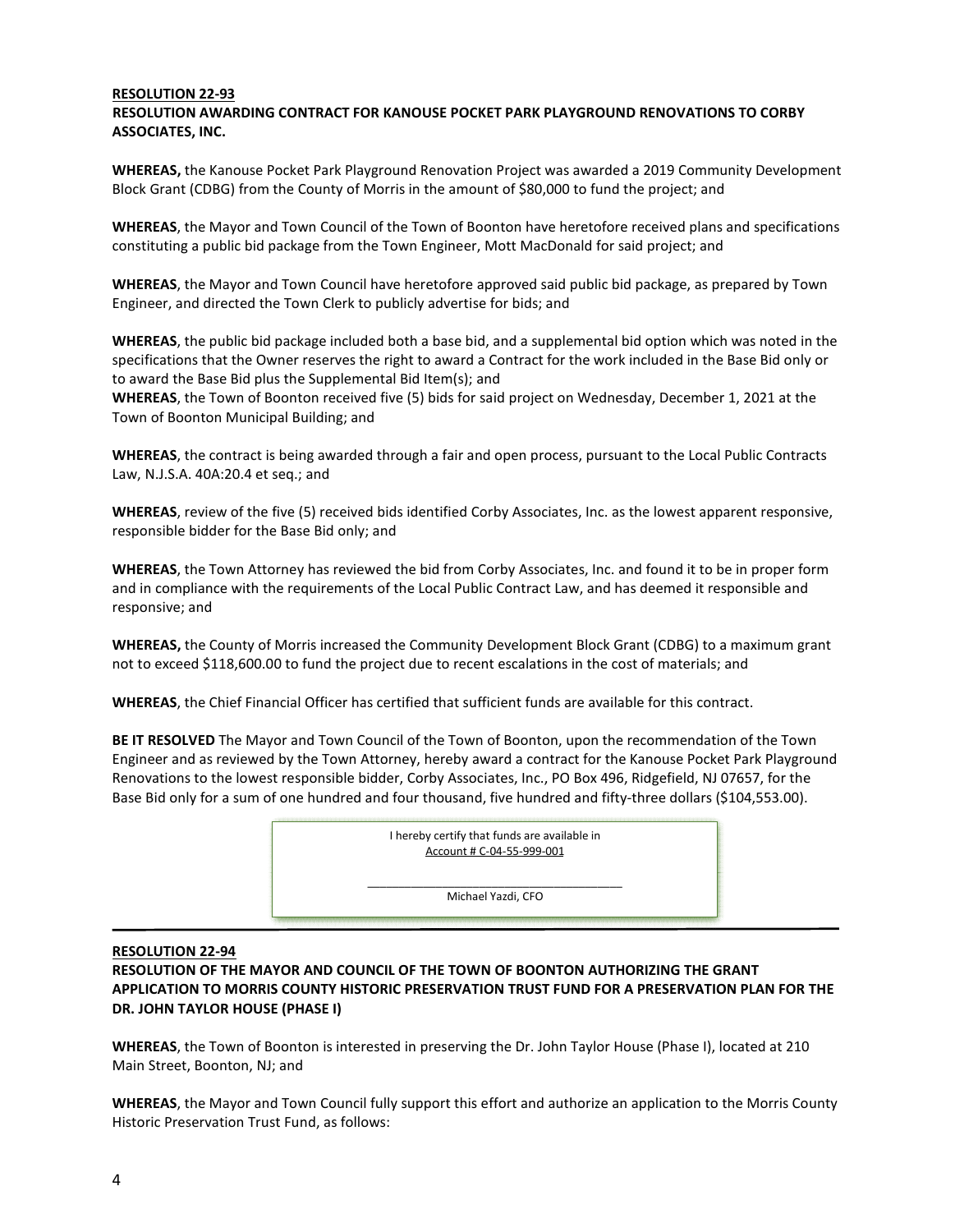**RESOLUTION 22-93**

**RESOLUTION AWARDING CONTRACT FOR KANOUSE POCKET PARK PLAYGROUND RENOVATIONS TO CORBY ASSOCIATES, INC.**

**WHEREAS,** the Kanouse Pocket Park Playground Renovation Project was awarded a 2019 Community Development Block Grant (CDBG) from the County of Morris in the amount of $80,000 to fund the project; and

**WHEREAS**, the Mayor and Town Council of the Town of Boonton have heretofore received plans and specifications constituting a public bid package from the Town Engineer, Mott MacDonald for said project; and

**WHEREAS**, the Mayor and Town Council have heretofore approved said public bid package, as prepared by Town Engineer, and directed the Town Clerk to publicly advertise for bids; and

**WHEREAS**, the public bid package included both a base bid, and a supplemental bid option which was noted in the specifications that the Owner reserves the right to award a Contract for the work included in the Base Bid only or to award the Base Bid plus the Supplemental Bid Item(s); and

**WHEREAS**, the Town of Boonton received five (5) bids for said project on Wednesday, December 1, 2021 at the Town of Boonton Municipal Building; and

**WHEREAS**, the contract is being awarded through a fair and open process, pursuant to the Local Public Contracts Law, N.J.S.A. 40A:20.4 et seq.; and

**WHEREAS**, review of the five (5) received bids identified Corby Associates, Inc. as the lowest apparent responsive, responsible bidder for the Base Bid only; and

**WHEREAS**, the Town Attorney has reviewed the bid from Corby Associates, Inc. and found it to be in proper form and in compliance with the requirements of the Local Public Contract Law, and has deemed it responsible and responsive; and

**WHEREAS,** the County of Morris increased the Community Development Block Grant (CDBG) to a maximum grant not to exceed $118,600.00 to fund the project due to recent escalations in the cost of materials; and

**WHEREAS**, the Chief Financial Officer has certified that sufficient funds are available for this contract.

**BE IT RESOLVED** The Mayor and Town Council of the Town of Boonton, upon the recommendation of the Town Engineer and as reviewed by the Town Attorney, hereby award a contract for the Kanouse Pocket Park Playground Renovations to the lowest responsible bidder, Corby Associates, Inc., PO Box 496, Ridgefield, NJ 07657, for the Base Bid only for a sum of one hundred and four thousand, five hundred and fifty-three dollars ($104,553.00).

> I hereby certify that funds are available in
> Account # C-04-55-999-001
>
> \_\_\_\_\_\_\_\_\_\_\_\_\_\_\_\_\_\_\_\_\_\_\_\_\_\_\_\_\_\_\_\_\_\_\_\_
> Michael Yazdi, CFO

---

**RESOLUTION 22-94**

**RESOLUTION OF THE MAYOR AND COUNCIL OF THE TOWN OF BOONTON AUTHORIZING THE GRANT APPLICATION TO MORRIS COUNTY HISTORIC PRESERVATION TRUST FUND FOR A PRESERVATION PLAN FOR THE DR. JOHN TAYLOR HOUSE (PHASE I)**

**WHEREAS**, the Town of Boonton is interested in preserving the Dr. John Taylor House (Phase I), located at 210 Main Street, Boonton, NJ; and

**WHEREAS**, the Mayor and Town Council fully support this effort and authorize an application to the Morris County Historic Preservation Trust Fund, as follows: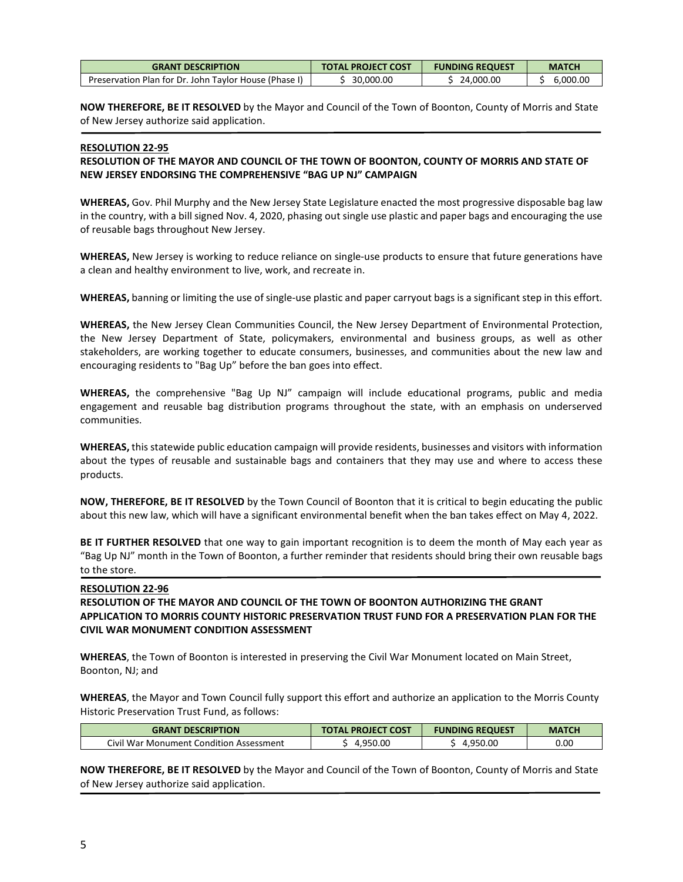| GRANT DESCRIPTION | TOTAL PROJECT COST | FUNDING REQUEST | MATCH |
|---|---|---|---|
| Preservation Plan for Dr. John Taylor House (Phase I) | $ 30,000.00 | $ 24,000.00 | $ 6,000.00 |

**NOW THEREFORE, BE IT RESOLVED** by the Mayor and Council of the Town of Boonton, County of Morris and State of New Jersey authorize said application.

**RESOLUTION 22-95**

**RESOLUTION OF THE MAYOR AND COUNCIL OF THE TOWN OF BOONTON, COUNTY OF MORRIS AND STATE OF NEW JERSEY ENDORSING THE COMPREHENSIVE "BAG UP NJ" CAMPAIGN**

**WHEREAS,** Gov. Phil Murphy and the New Jersey State Legislature enacted the most progressive disposable bag law in the country, with a bill signed Nov. 4, 2020, phasing out single use plastic and paper bags and encouraging the use of reusable bags throughout New Jersey.

**WHEREAS,** New Jersey is working to reduce reliance on single-use products to ensure that future generations have a clean and healthy environment to live, work, and recreate in.

**WHEREAS,** banning or limiting the use of single-use plastic and paper carryout bags is a significant step in this effort.

**WHEREAS,** the New Jersey Clean Communities Council, the New Jersey Department of Environmental Protection, the New Jersey Department of State, policymakers, environmental and business groups, as well as other stakeholders, are working together to educate consumers, businesses, and communities about the new law and encouraging residents to "Bag Up" before the ban goes into effect.

**WHEREAS,** the comprehensive "Bag Up NJ" campaign will include educational programs, public and media engagement and reusable bag distribution programs throughout the state, with an emphasis on underserved communities.

**WHEREAS,** this statewide public education campaign will provide residents, businesses and visitors with information about the types of reusable and sustainable bags and containers that they may use and where to access these products.

**NOW, THEREFORE, BE IT RESOLVED** by the Town Council of Boonton that it is critical to begin educating the public about this new law, which will have a significant environmental benefit when the ban takes effect on May 4, 2022.

**BE IT FURTHER RESOLVED** that one way to gain important recognition is to deem the month of May each year as "Bag Up NJ" month in the Town of Boonton, a further reminder that residents should bring their own reusable bags to the store.

**RESOLUTION 22-96**

**RESOLUTION OF THE MAYOR AND COUNCIL OF THE TOWN OF BOONTON AUTHORIZING THE GRANT APPLICATION TO MORRIS COUNTY HISTORIC PRESERVATION TRUST FUND FOR A PRESERVATION PLAN FOR THE CIVIL WAR MONUMENT CONDITION ASSESSMENT**

**WHEREAS**, the Town of Boonton is interested in preserving the Civil War Monument located on Main Street, Boonton, NJ; and

**WHEREAS**, the Mayor and Town Council fully support this effort and authorize an application to the Morris County Historic Preservation Trust Fund, as follows:

| GRANT DESCRIPTION | TOTAL PROJECT COST | FUNDING REQUEST | MATCH |
|---|---|---|---|
| Civil War Monument Condition Assessment | $ 4,950.00 | $ 4,950.00 | 0.00 |

**NOW THEREFORE, BE IT RESOLVED** by the Mayor and Council of the Town of Boonton, County of Morris and State of New Jersey authorize said application.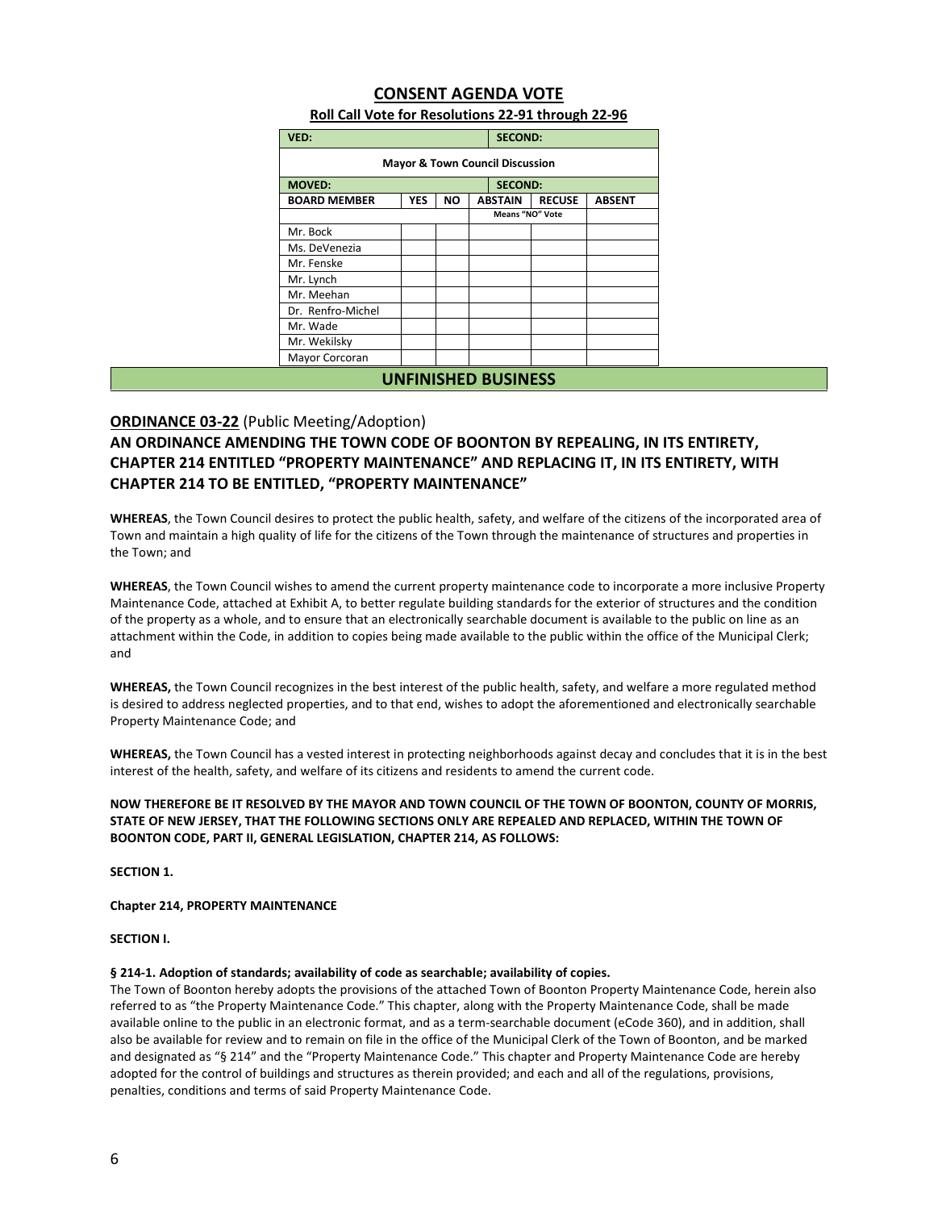## CONSENT AGENDA VOTE

**Roll Call Vote for Resolutions 22-91 through 22-96**

| VED: | | | SECOND: | | |
|---|---|---|---|---|---|
| **Mayor & Town Council Discussion** | | | | | |
| **MOVED:** | | | **SECOND:** | | |
| **BOARD MEMBER** | **YES** | **NO** | **ABSTAIN** | **RECUSE** | **ABSENT** |
| | | | Means "NO" Vote | | |
| Mr. Bock | | | | | |
| Ms. DeVenezia | | | | | |
| Mr. Fenske | | | | | |
| Mr. Lynch | | | | | |
| Mr. Meehan | | | | | |
| Dr. Renfro-Michel | | | | | |
| Mr. Wade | | | | | |
| Mr. Wekilsky | | | | | |
| Mayor Corcoran | | | | | |

## UNFINISHED BUSINESS

**ORDINANCE 03-22** (Public Meeting/Adoption)

### AN ORDINANCE AMENDING THE TOWN CODE OF BOONTON BY REPEALING, IN ITS ENTIRETY, CHAPTER 214 ENTITLED "PROPERTY MAINTENANCE" AND REPLACING IT, IN ITS ENTIRETY, WITH CHAPTER 214 TO BE ENTITLED, "PROPERTY MAINTENANCE"

**WHEREAS**, the Town Council desires to protect the public health, safety, and welfare of the citizens of the incorporated area of Town and maintain a high quality of life for the citizens of the Town through the maintenance of structures and properties in the Town; and

**WHEREAS**, the Town Council wishes to amend the current property maintenance code to incorporate a more inclusive Property Maintenance Code, attached at Exhibit A, to better regulate building standards for the exterior of structures and the condition of the property as a whole, and to ensure that an electronically searchable document is available to the public on line as an attachment within the Code, in addition to copies being made available to the public within the office of the Municipal Clerk; and

**WHEREAS,** the Town Council recognizes in the best interest of the public health, safety, and welfare a more regulated method is desired to address neglected properties, and to that end, wishes to adopt the aforementioned and electronically searchable Property Maintenance Code; and

**WHEREAS,** the Town Council has a vested interest in protecting neighborhoods against decay and concludes that it is in the best interest of the health, safety, and welfare of its citizens and residents to amend the current code.

**NOW THEREFORE BE IT RESOLVED BY THE MAYOR AND TOWN COUNCIL OF THE TOWN OF BOONTON, COUNTY OF MORRIS, STATE OF NEW JERSEY, THAT THE FOLLOWING SECTIONS ONLY ARE REPEALED AND REPLACED, WITHIN THE TOWN OF BOONTON CODE, PART II, GENERAL LEGISLATION, CHAPTER 214, AS FOLLOWS:**

**SECTION 1.**

**Chapter 214, PROPERTY MAINTENANCE**

**SECTION I.**

**§ 214-1. Adoption of standards; availability of code as searchable; availability of copies.**

The Town of Boonton hereby adopts the provisions of the attached Town of Boonton Property Maintenance Code, herein also referred to as "the Property Maintenance Code." This chapter, along with the Property Maintenance Code, shall be made available online to the public in an electronic format, and as a term-searchable document (eCode 360), and in addition, shall also be available for review and to remain on file in the office of the Municipal Clerk of the Town of Boonton, and be marked and designated as "§ 214" and the "Property Maintenance Code." This chapter and Property Maintenance Code are hereby adopted for the control of buildings and structures as therein provided; and each and all of the regulations, provisions, penalties, conditions and terms of said Property Maintenance Code.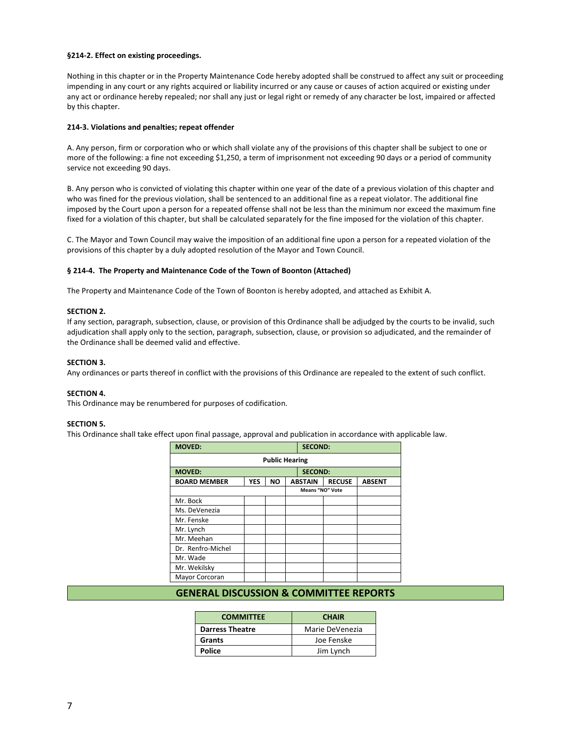**§214-2. Effect on existing proceedings.**

Nothing in this chapter or in the Property Maintenance Code hereby adopted shall be construed to affect any suit or proceeding impending in any court or any rights acquired or liability incurred or any cause or causes of action acquired or existing under any act or ordinance hereby repealed; nor shall any just or legal right or remedy of any character be lost, impaired or affected by this chapter.

**214-3. Violations and penalties; repeat offender**

A. Any person, firm or corporation who or which shall violate any of the provisions of this chapter shall be subject to one or more of the following: a fine not exceeding $1,250, a term of imprisonment not exceeding 90 days or a period of community service not exceeding 90 days.

B. Any person who is convicted of violating this chapter within one year of the date of a previous violation of this chapter and who was fined for the previous violation, shall be sentenced to an additional fine as a repeat violator. The additional fine imposed by the Court upon a person for a repeated offense shall not be less than the minimum nor exceed the maximum fine fixed for a violation of this chapter, but shall be calculated separately for the fine imposed for the violation of this chapter.

C. The Mayor and Town Council may waive the imposition of an additional fine upon a person for a repeated violation of the provisions of this chapter by a duly adopted resolution of the Mayor and Town Council.

**§ 214-4. The Property and Maintenance Code of the Town of Boonton (Attached)**

The Property and Maintenance Code of the Town of Boonton is hereby adopted, and attached as Exhibit A.

**SECTION 2.**
If any section, paragraph, subsection, clause, or provision of this Ordinance shall be adjudged by the courts to be invalid, such adjudication shall apply only to the section, paragraph, subsection, clause, or provision so adjudicated, and the remainder of the Ordinance shall be deemed valid and effective.

**SECTION 3.**
Any ordinances or parts thereof in conflict with the provisions of this Ordinance are repealed to the extent of such conflict.

**SECTION 4.**
This Ordinance may be renumbered for purposes of codification.

**SECTION 5.**
This Ordinance shall take effect upon final passage, approval and publication in accordance with applicable law.

| **MOVED:** | | | **SECOND:** | | |
|---|---|---|---|---|---|
| **Public Hearing** | | | | | |
| **MOVED:** | | | **SECOND:** | | |
| **BOARD MEMBER** | **YES** | **NO** | **ABSTAIN** | **RECUSE** | **ABSENT** |
| | | | **Means "NO" Vote** | | |
| Mr. Bock | | | | | |
| Ms. DeVenezia | | | | | |
| Mr. Fenske | | | | | |
| Mr. Lynch | | | | | |
| Mr. Meehan | | | | | |
| Dr. Renfro-Michel | | | | | |
| Mr. Wade | | | | | |
| Mr. Wekilsky | | | | | |
| Mayor Corcoran | | | | | |

## GENERAL DISCUSSION & COMMITTEE REPORTS

| COMMITTEE | CHAIR |
|---|---|
| **Darress Theatre** | Marie DeVenezia |
| **Grants** | Joe Fenske |
| **Police** | Jim Lynch |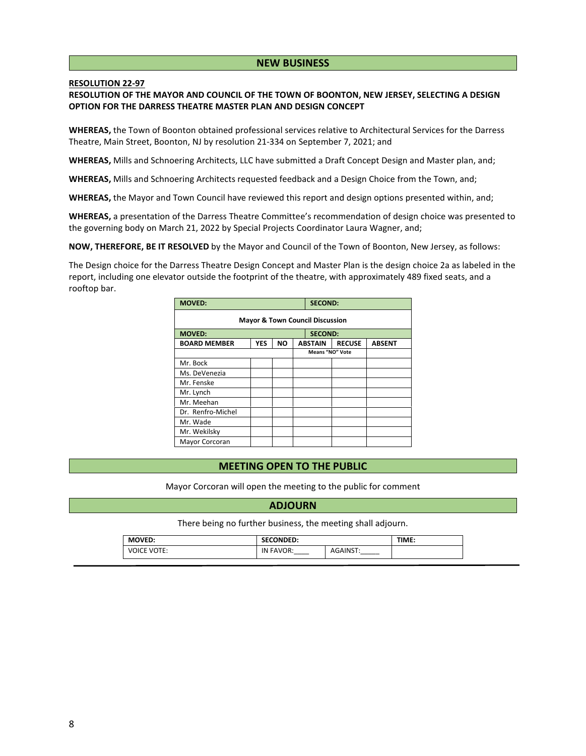## NEW BUSINESS

**RESOLUTION 22-97**

**RESOLUTION OF THE MAYOR AND COUNCIL OF THE TOWN OF BOONTON, NEW JERSEY, SELECTING A DESIGN OPTION FOR THE DARRESS THEATRE MASTER PLAN AND DESIGN CONCEPT**

**WHEREAS,** the Town of Boonton obtained professional services relative to Architectural Services for the Darress Theatre, Main Street, Boonton, NJ by resolution 21-334 on September 7, 2021; and

**WHEREAS,** Mills and Schnoering Architects, LLC have submitted a Draft Concept Design and Master plan, and;

**WHEREAS,** Mills and Schnoering Architects requested feedback and a Design Choice from the Town, and;

**WHEREAS,** the Mayor and Town Council have reviewed this report and design options presented within, and;

**WHEREAS,** a presentation of the Darress Theatre Committee's recommendation of design choice was presented to the governing body on March 21, 2022 by Special Projects Coordinator Laura Wagner, and;

**NOW, THEREFORE, BE IT RESOLVED** by the Mayor and Council of the Town of Boonton, New Jersey, as follows:

The Design choice for the Darress Theatre Design Concept and Master Plan is the design choice 2a as labeled in the report, including one elevator outside the footprint of the theatre, with approximately 489 fixed seats, and a rooftop bar.

| | | | | | |
|---|---|---|---|---|---|
| **MOVED:** | | | **SECOND:** | | |
| **Mayor & Town Council Discussion** | | | | | |
| **MOVED:** | | | **SECOND:** | | |
| **BOARD MEMBER** | **YES** | **NO** | **ABSTAIN** | **RECUSE** | **ABSENT** |
| | | | Means "NO" Vote | | |
| Mr. Bock | | | | | |
| Ms. DeVenezia | | | | | |
| Mr. Fenske | | | | | |
| Mr. Lynch | | | | | |
| Mr. Meehan | | | | | |
| Dr. Renfro-Michel | | | | | |
| Mr. Wade | | | | | |
| Mr. Wekilsky | | | | | |
| Mayor Corcoran | | | | | |

## MEETING OPEN TO THE PUBLIC

Mayor Corcoran will open the meeting to the public for comment

## ADJOURN

There being no further business, the meeting shall adjourn.

| | | | |
|---|---|---|---|
| **MOVED:** | **SECONDED:** | | **TIME:** |
| VOICE VOTE: | IN FAVOR:____ | AGAINST:_____ | |